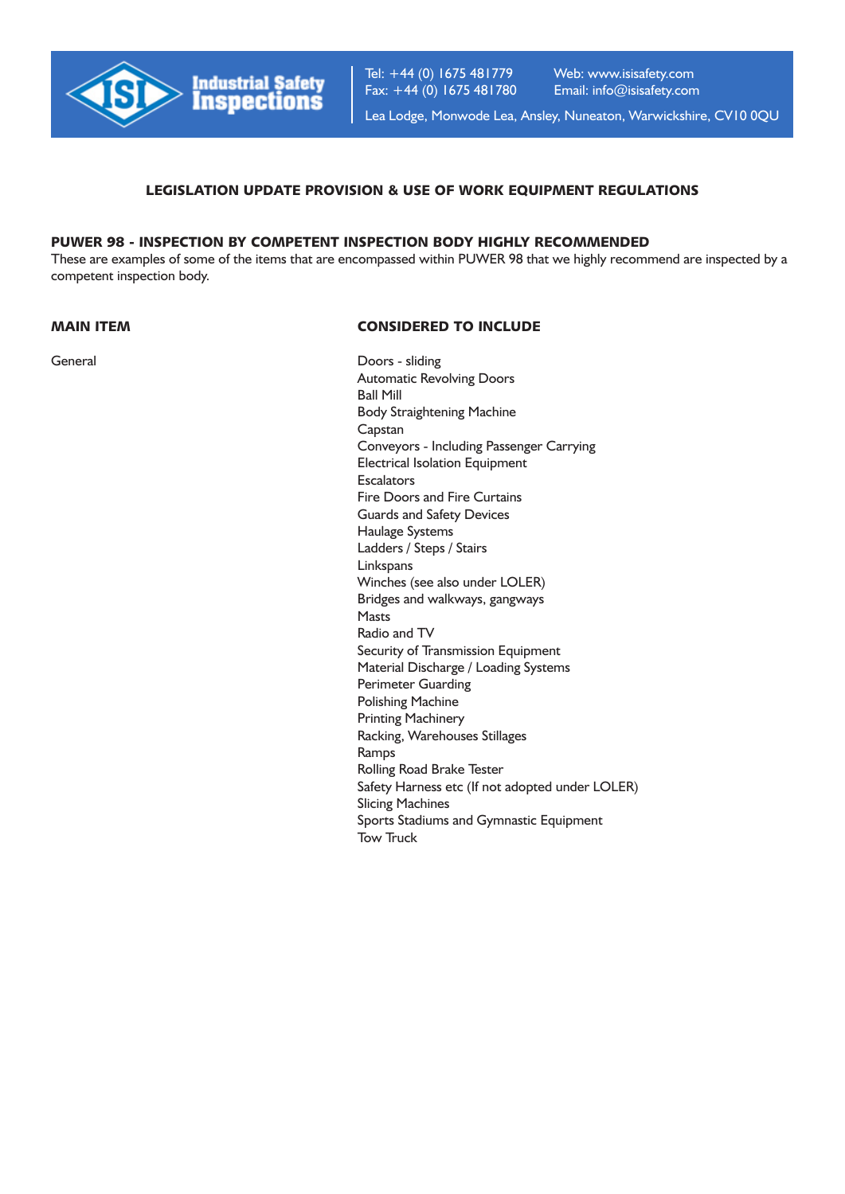Industrial Safety Inspections

Tel: +44 (0) 1675 481779
Fax: +44 (0) 1675 481780

Web: www.isisafety.com
Email: info@isisafety.com

Lea Lodge, Monwode Lea, Ansley, Nuneaton, Warwickshire, CV10 0QU

## LEGISLATION UPDATE PROVISION & USE OF WORK EQUIPMENT REGULATIONS

### PUWER 98 - INSPECTION BY COMPETENT INSPECTION BODY HIGHLY RECOMMENDED

These are examples of some of the items that are encompassed within PUWER 98 that we highly recommend are inspected by a competent inspection body.

| MAIN ITEM | CONSIDERED TO INCLUDE |
|---|---|
| General | Doors - sliding |
| | Automatic Revolving Doors |
| | Ball Mill |
| | Body Straightening Machine |
| | Capstan |
| | Conveyors - Including Passenger Carrying |
| | Electrical Isolation Equipment |
| | Escalators |
| | Fire Doors and Fire Curtains |
| | Guards and Safety Devices |
| | Haulage Systems |
| | Ladders / Steps / Stairs |
| | Linkspans |
| | Winches (see also under LOLER) |
| | Bridges and walkways, gangways |
| | Masts |
| | Radio and TV |
| | Security of Transmission Equipment |
| | Material Discharge / Loading Systems |
| | Perimeter Guarding |
| | Polishing Machine |
| | Printing Machinery |
| | Racking, Warehouses Stillages |
| | Ramps |
| | Rolling Road Brake Tester |
| | Safety Harness etc (If not adopted under LOLER) |
| | Slicing Machines |
| | Sports Stadiums and Gymnastic Equipment |
| | Tow Truck |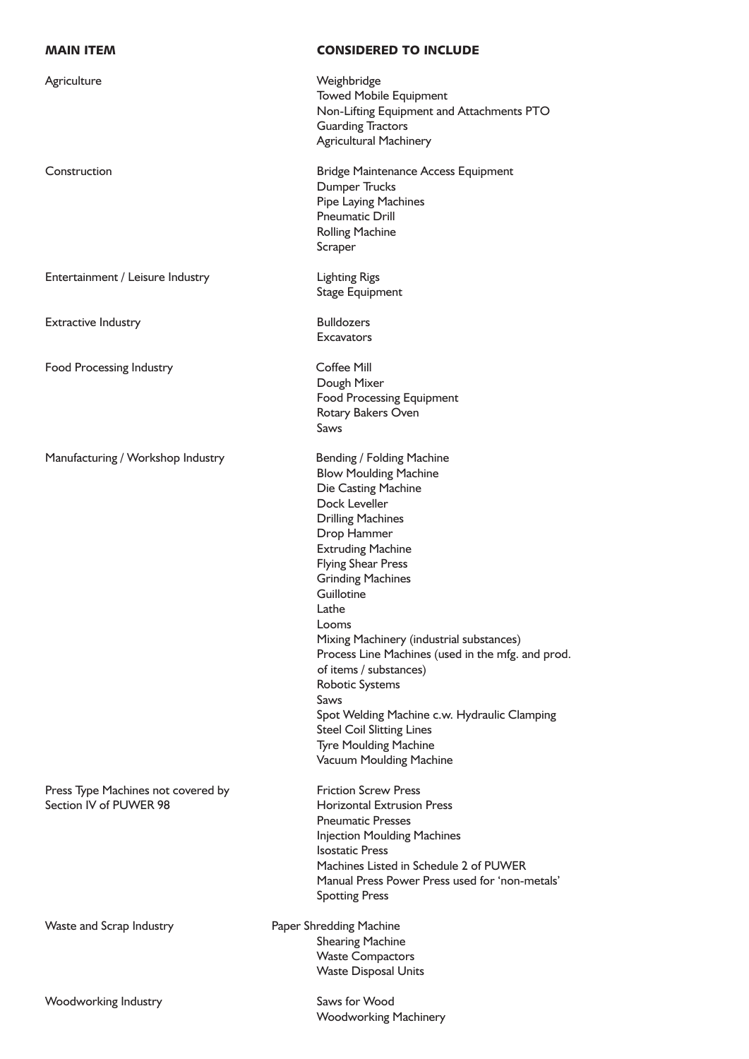| MAIN ITEM | CONSIDERED TO INCLUDE |
| --- | --- |
| Agriculture | Weighbridge<br>Towed Mobile Equipment<br>Non-Lifting Equipment and Attachments PTO<br>Guarding Tractors<br>Agricultural Machinery |
| Construction | Bridge Maintenance Access Equipment<br>Dumper Trucks<br>Pipe Laying Machines<br>Pneumatic Drill<br>Rolling Machine<br>Scraper |
| Entertainment / Leisure Industry | Lighting Rigs<br>Stage Equipment |
| Extractive Industry | Bulldozers<br>Excavators |
| Food Processing Industry | Coffee Mill<br>Dough Mixer<br>Food Processing Equipment<br>Rotary Bakers Oven<br>Saws |
| Manufacturing / Workshop Industry | Bending / Folding Machine<br>Blow Moulding Machine<br>Die Casting Machine<br>Dock Leveller<br>Drilling Machines<br>Drop Hammer<br>Extruding Machine<br>Flying Shear Press<br>Grinding Machines<br>Guillotine<br>Lathe<br>Looms<br>Mixing Machinery (industrial substances)<br>Process Line Machines (used in the mfg. and prod. of items / substances)<br>Robotic Systems<br>Saws<br>Spot Welding Machine c.w. Hydraulic Clamping<br>Steel Coil Slitting Lines<br>Tyre Moulding Machine<br>Vacuum Moulding Machine |
| Press Type Machines not covered by Section IV of PUWER 98 | Friction Screw Press<br>Horizontal Extrusion Press<br>Pneumatic Presses<br>Injection Moulding Machines<br>Isostatic Press<br>Machines Listed in Schedule 2 of PUWER<br>Manual Press Power Press used for 'non-metals'<br>Spotting Press |
| Waste and Scrap Industry | Paper Shredding Machine<br>Shearing Machine<br>Waste Compactors<br>Waste Disposal Units |
| Woodworking Industry | Saws for Wood<br>Woodworking Machinery |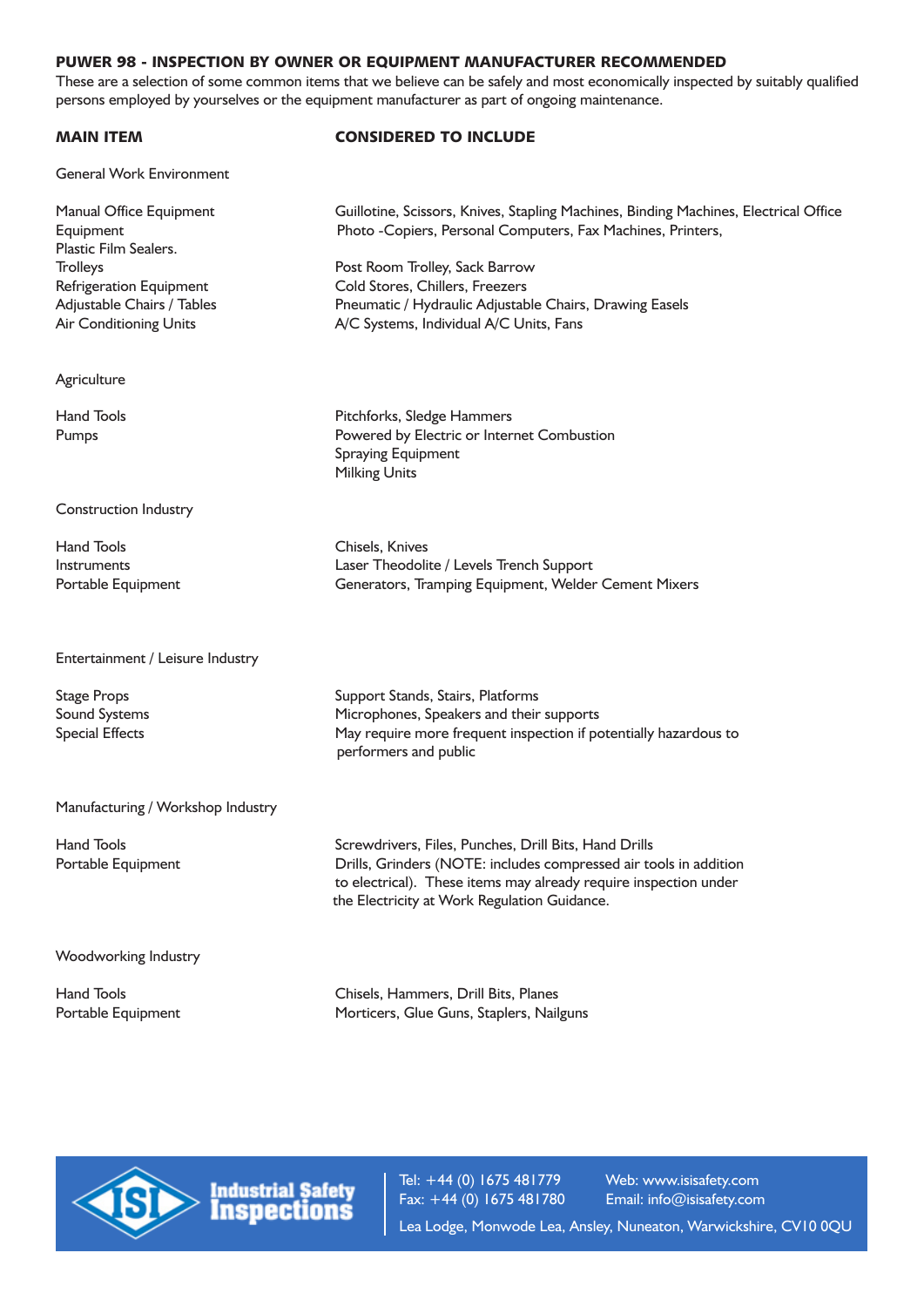## PUWER 98 - INSPECTION BY OWNER OR EQUIPMENT MANUFACTURER RECOMMENDED

These are a selection of some common items that we believe can be safely and most economically inspected by suitably qualified persons employed by yourselves or the equipment manufacturer as part of ongoing maintenance.

| MAIN ITEM | CONSIDERED TO INCLUDE |
| --- | --- |
| General Work Environment | |
| Manual Office Equipment Equipment Plastic Film Sealers. | Guillotine, Scissors, Knives, Stapling Machines, Binding Machines, Electrical Office Photo -Copiers, Personal Computers, Fax Machines, Printers, |
| Trolleys | Post Room Trolley, Sack Barrow |
| Refrigeration Equipment | Cold Stores, Chillers, Freezers |
| Adjustable Chairs / Tables | Pneumatic / Hydraulic Adjustable Chairs, Drawing Easels |
| Air Conditioning Units | A/C Systems, Individual A/C Units, Fans |
| Agriculture | |
| Hand Tools | Pitchforks, Sledge Hammers |
| Pumps | Powered by Electric or Internet Combustion Spraying Equipment Milking Units |
| Construction Industry | |
| Hand Tools | Chisels, Knives |
| Instruments | Laser Theodolite / Levels Trench Support |
| Portable Equipment | Generators, Tramping Equipment, Welder Cement Mixers |
| Entertainment / Leisure Industry | |
| Stage Props | Support Stands, Stairs, Platforms |
| Sound Systems | Microphones, Speakers and their supports |
| Special Effects | May require more frequent inspection if potentially hazardous to performers and public |
| Manufacturing / Workshop Industry | |
| Hand Tools | Screwdrivers, Files, Punches, Drill Bits, Hand Drills |
| Portable Equipment | Drills, Grinders (NOTE: includes compressed air tools in addition to electrical). These items may already require inspection under the Electricity at Work Regulation Guidance. |
| Woodworking Industry | |
| Hand Tools | Chisels, Hammers, Drill Bits, Planes |
| Portable Equipment | Morticers, Glue Guns, Staplers, Nailguns |

Industrial Safety Inspections

Tel: +44 (0) 1675 481779
Fax: +44 (0) 1675 481780
Web: www.isisafety.com
Email: info@isisafety.com
Lea Lodge, Monwode Lea, Ansley, Nuneaton, Warwickshire, CV10 0QU